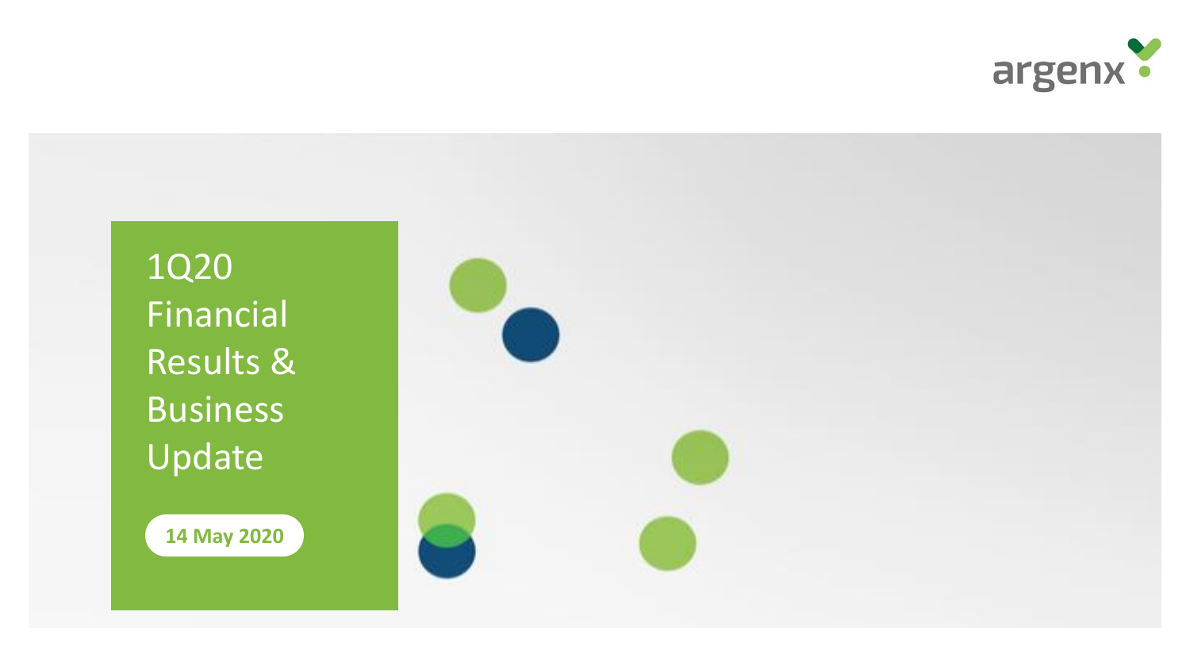argenx

# 1Q20 Financial Results & Business Update

**14 May 2020**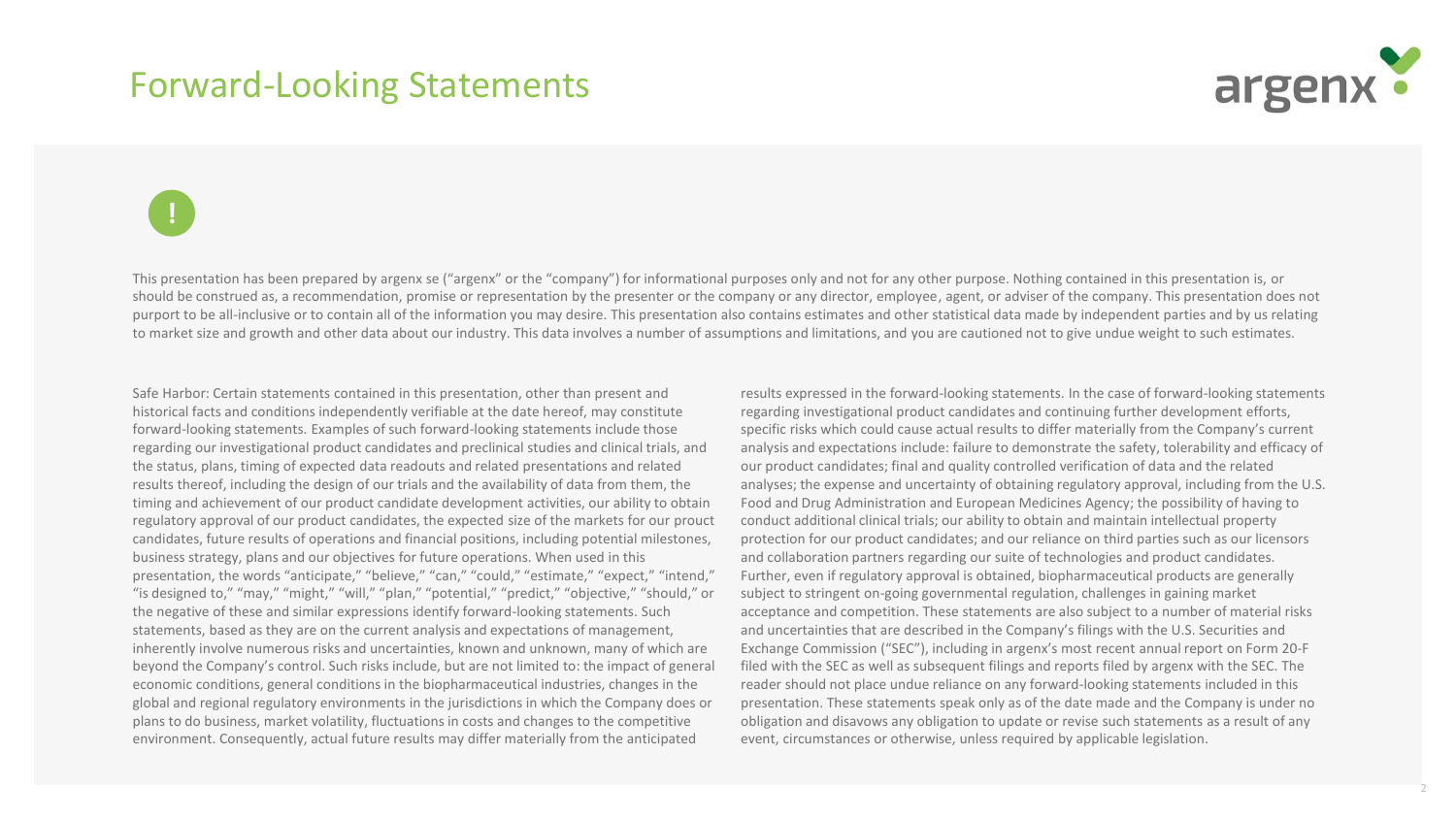# Forward-Looking Statements

!

This presentation has been prepared by argenx se ("argenx" or the "company") for informational purposes only and not for any other purpose. Nothing contained in this presentation is, or should be construed as, a recommendation, promise or representation by the presenter or the company or any director, employee, agent, or adviser of the company. This presentation does not purport to be all-inclusive or to contain all of the information you may desire. This presentation also contains estimates and other statistical data made by independent parties and by us relating to market size and growth and other data about our industry. This data involves a number of assumptions and limitations, and you are cautioned not to give undue weight to such estimates.

Safe Harbor: Certain statements contained in this presentation, other than present and historical facts and conditions independently verifiable at the date hereof, may constitute forward-looking statements. Examples of such forward-looking statements include those regarding our investigational product candidates and preclinical studies and clinical trials, and the status, plans, timing of expected data readouts and related presentations and related results thereof, including the design of our trials and the availability of data from them, the timing and achievement of our product candidate development activities, our ability to obtain regulatory approval of our product candidates, the expected size of the markets for our prouct candidates, future results of operations and financial positions, including potential milestones, business strategy, plans and our objectives for future operations. When used in this presentation, the words "anticipate," "believe," "can," "could," "estimate," "expect," "intend," "is designed to," "may," "might," "will," "plan," "potential," "predict," "objective," "should," or the negative of these and similar expressions identify forward-looking statements. Such statements, based as they are on the current analysis and expectations of management, inherently involve numerous risks and uncertainties, known and unknown, many of which are beyond the Company's control. Such risks include, but are not limited to: the impact of general economic conditions, general conditions in the biopharmaceutical industries, changes in the global and regional regulatory environments in the jurisdictions in which the Company does or plans to do business, market volatility, fluctuations in costs and changes to the competitive environment. Consequently, actual future results may differ materially from the anticipated results expressed in the forward-looking statements. In the case of forward-looking statements regarding investigational product candidates and continuing further development efforts, specific risks which could cause actual results to differ materially from the Company's current analysis and expectations include: failure to demonstrate the safety, tolerability and efficacy of our product candidates; final and quality controlled verification of data and the related analyses; the expense and uncertainty of obtaining regulatory approval, including from the U.S. Food and Drug Administration and European Medicines Agency; the possibility of having to conduct additional clinical trials; our ability to obtain and maintain intellectual property protection for our product candidates; and our reliance on third parties such as our licensors and collaboration partners regarding our suite of technologies and product candidates. Further, even if regulatory approval is obtained, biopharmaceutical products are generally subject to stringent on-going governmental regulation, challenges in gaining market acceptance and competition. These statements are also subject to a number of material risks and uncertainties that are described in the Company's filings with the U.S. Securities and Exchange Commission ("SEC"), including in argenx's most recent annual report on Form 20-F filed with the SEC as well as subsequent filings and reports filed by argenx with the SEC. The reader should not place undue reliance on any forward-looking statements included in this presentation. These statements speak only as of the date made and the Company is under no obligation and disavows any obligation to update or revise such statements as a result of any event, circumstances or otherwise, unless required by applicable legislation.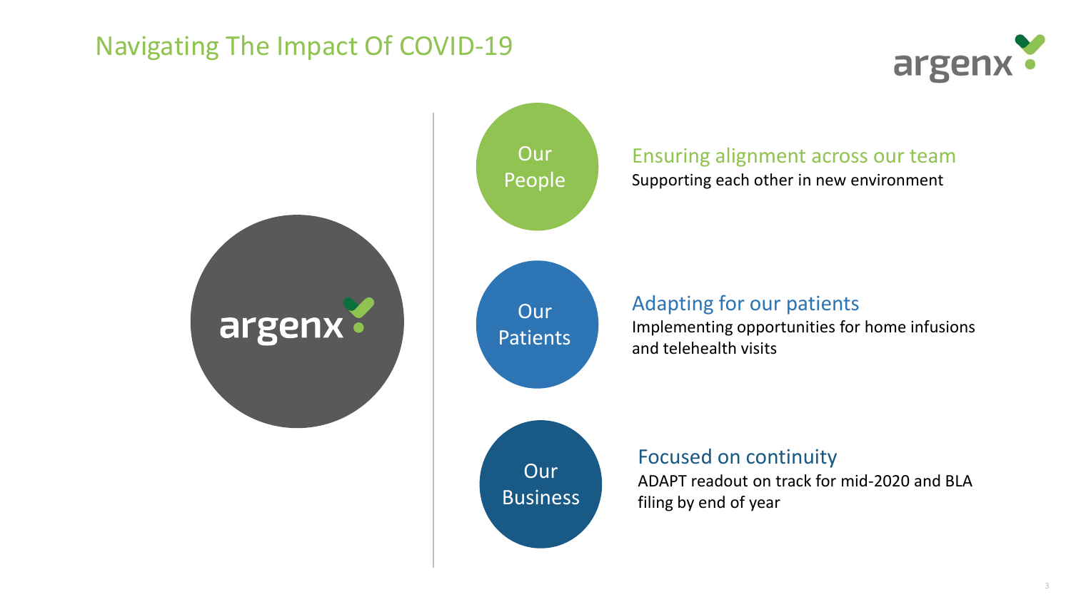# Navigating The Impact Of COVID-19

argenx

**Our People**

### Ensuring alignment across our team

Supporting each other in new environment

**Our Patients**

### Adapting for our patients

Implementing opportunities for home infusions and telehealth visits

**Our Business**

### Focused on continuity

ADAPT readout on track for mid-2020 and BLA filing by end of year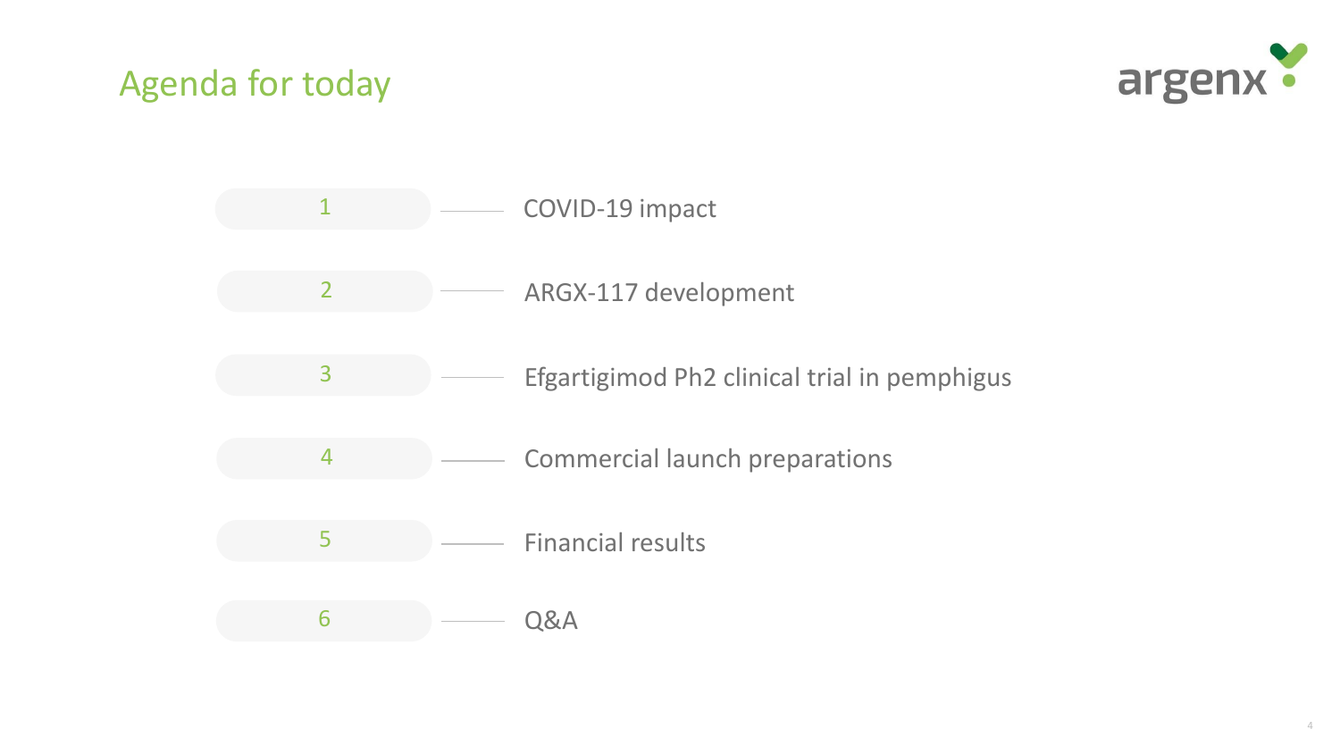# Agenda for today

1. COVID-19 impact
2. ARGX-117 development
3. Efgartigimod Ph2 clinical trial in pemphigus
4. Commercial launch preparations
5. Financial results
6. Q&A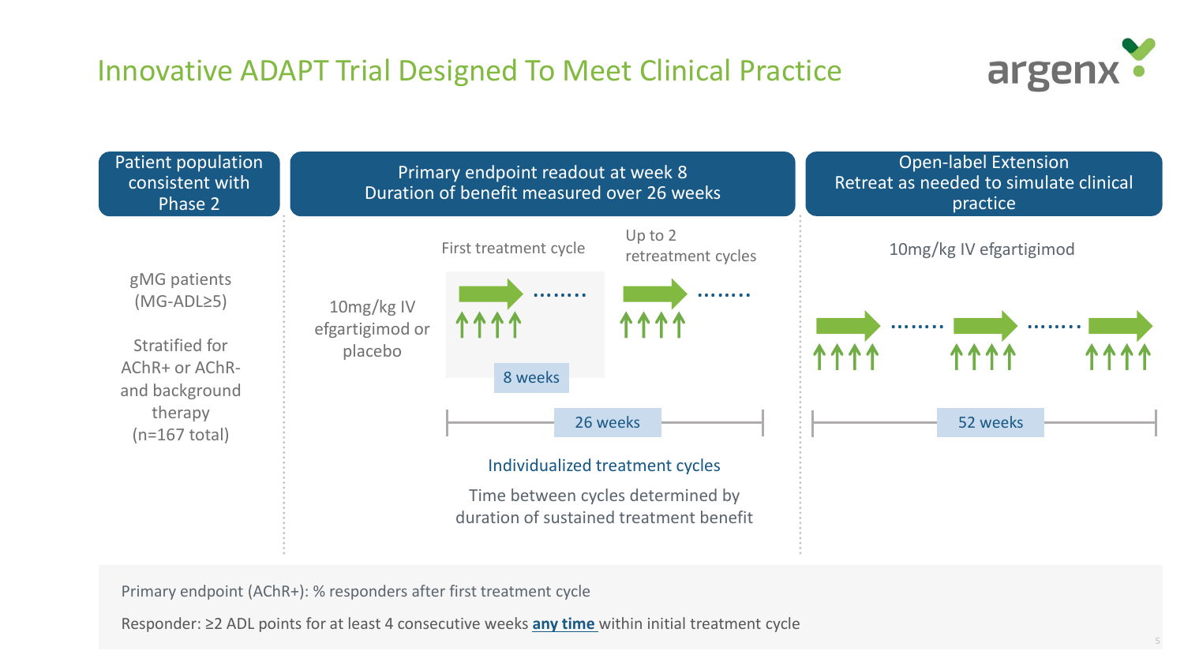# Innovative ADAPT Trial Designed To Meet Clinical Practice

## Patient population consistent with Phase 2

gMG patients (MG-ADL≥5)

Stratified for AChR+ or AChR- and background therapy (n=167 total)

## Primary endpoint readout at week 8 Duration of benefit measured over 26 weeks

10mg/kg IV efgartigimod or placebo

First treatment cycle

Up to 2 retreatment cycles

8 weeks

26 weeks

**Individualized treatment cycles**

Time between cycles determined by duration of sustained treatment benefit

## Open-label Extension Retreat as needed to simulate clinical practice

10mg/kg IV efgartigimod

52 weeks

Primary endpoint (AChR+): % responders after first treatment cycle

Responder: ≥2 ADL points for at least 4 consecutive weeks **any time** within initial treatment cycle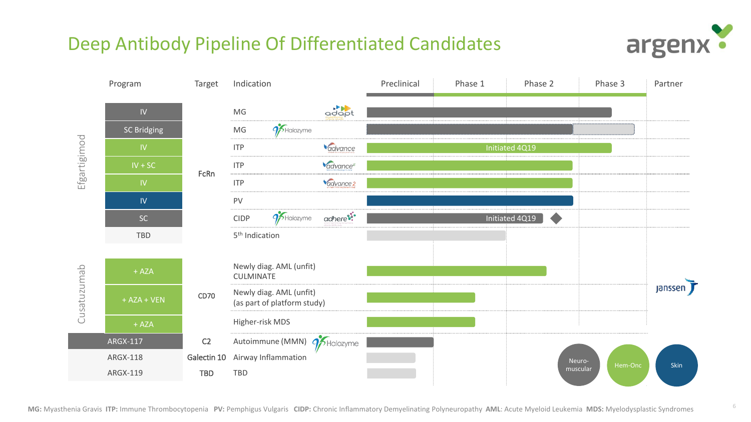# Deep Antibody Pipeline Of Differentiated Candidates

| | Program | Target | Indication | Trial | Stage | Partner |
|---|---|---|---|---|---|---|
| Efgartigimod | IV | FcRn | MG | ADAPT | Phase 3 | |
| | SC Bridging | | MG (Halozyme) | | Phase 3 | |
| | IV | | ITP | ADVANCE | Phase 3 (Initiated 4Q19) | |
| | IV + SC | | ITP | ADVANCE SC | Phase 3 | |
| | IV | | ITP | ADVANCE 2 | Phase 3 | |
| | IV | | PV | | Phase 3 | |
| | SC | | CIDP (Halozyme) | ADHERE | Phase 2 (Initiated 4Q19) | |
| | TBD | | 5th Indication | | Preclinical–Phase 1 | |
| Cusatuzumab | + AZA | CD70 | Newly diag. AML (unfit) CULMINATE | | Phase 2 | Janssen |
| | + AZA + VEN | | Newly diag. AML (unfit) (as part of platform study) | | Phase 1 | Janssen |
| | + AZA | | Higher-risk MDS | | Phase 1 | Janssen |
| ARGX-117 | | C2 | Autoimmune (MMN) (Halozyme) | | Preclinical | |
| ARGX-118 | | Galectin 10 | Airway Inflammation | | Preclinical | |
| ARGX-119 | | TBD | TBD | | Preclinical | |

Neuro-muscular | Hem-Onc | Skin

**MG:** Myasthenia Gravis **ITP:** Immune Thrombocytopenia **PV:** Pemphigus Vulgaris **CIDP:** Chronic Inflammatory Demyelinating Polyneuropathy **AML**: Acute Myeloid Leukemia **MDS:** Myelodysplastic Syndromes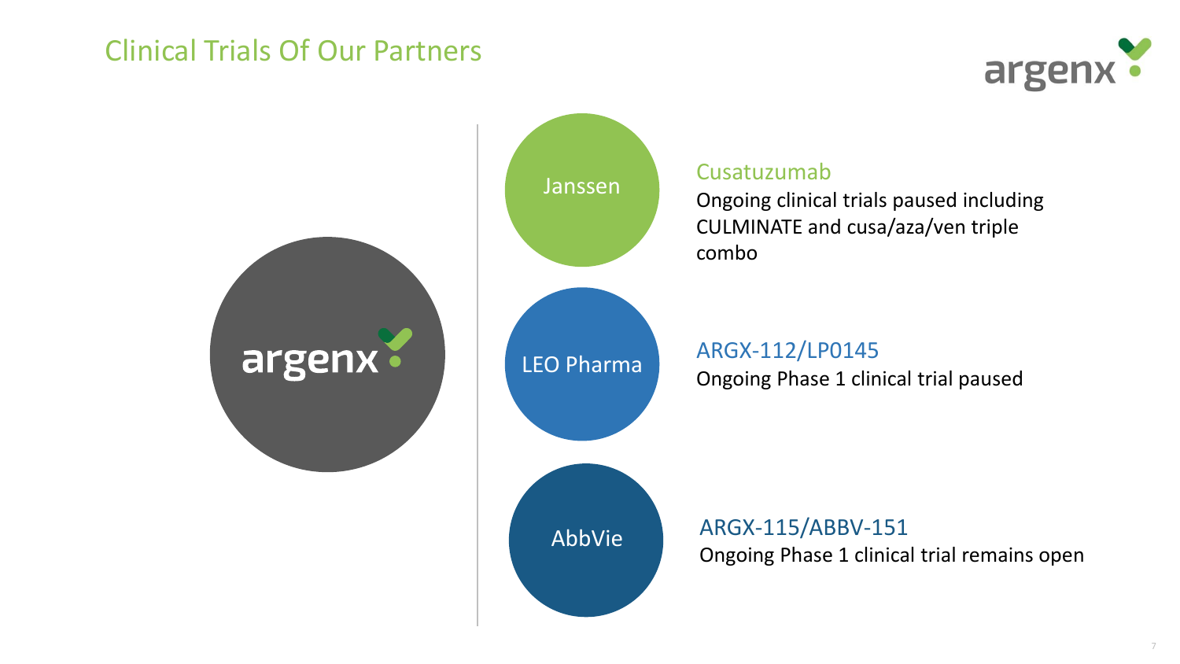# Clinical Trials Of Our Partners

## Janssen

**Cusatuzumab**

Ongoing clinical trials paused including CULMINATE and cusa/aza/ven triple combo

## LEO Pharma

**ARGX-112/LP0145**

Ongoing Phase 1 clinical trial paused

## AbbVie

**ARGX-115/ABBV-151**

Ongoing Phase 1 clinical trial remains open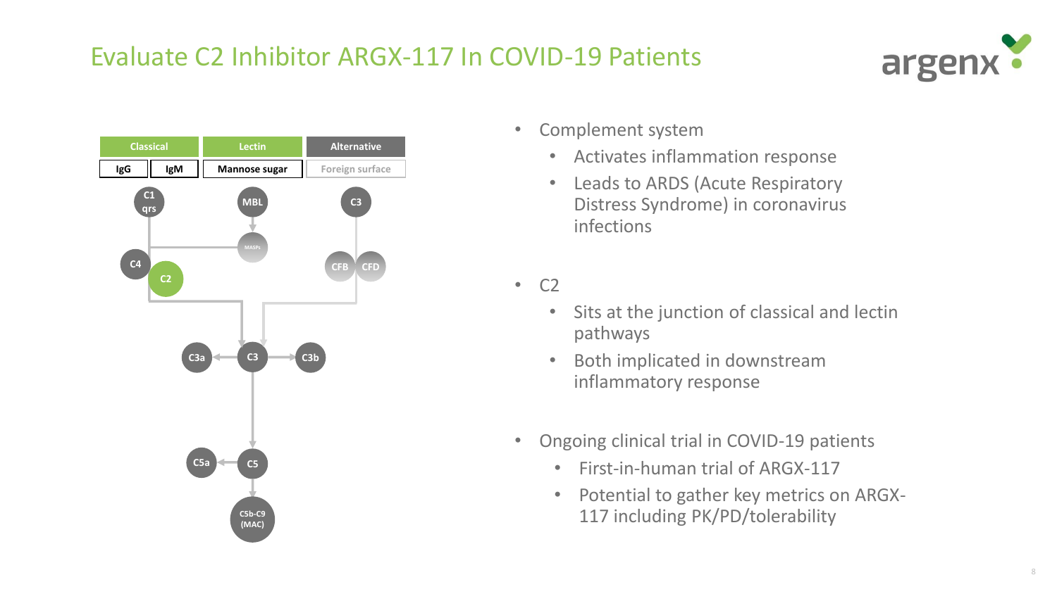# Evaluate C2 Inhibitor ARGX-117 In COVID-19 Patients

| Classical | | Lectin | Alternative |
|---|---|---|---|
| IgG | IgM | Mannose sugar | Foreign surface |

C1 qrs, MBL, MASPs, C3, C4, C2, CFB, CFD, C3a, C3, C3b, C5a, C5, C5b-C9 (MAC)

- Complement system
  - Activates inflammation response
  - Leads to ARDS (Acute Respiratory Distress Syndrome) in coronavirus infections
- C2
  - Sits at the junction of classical and lectin pathways
  - Both implicated in downstream inflammatory response
- Ongoing clinical trial in COVID-19 patients
  - First-in-human trial of ARGX-117
  - Potential to gather key metrics on ARGX-117 including PK/PD/tolerability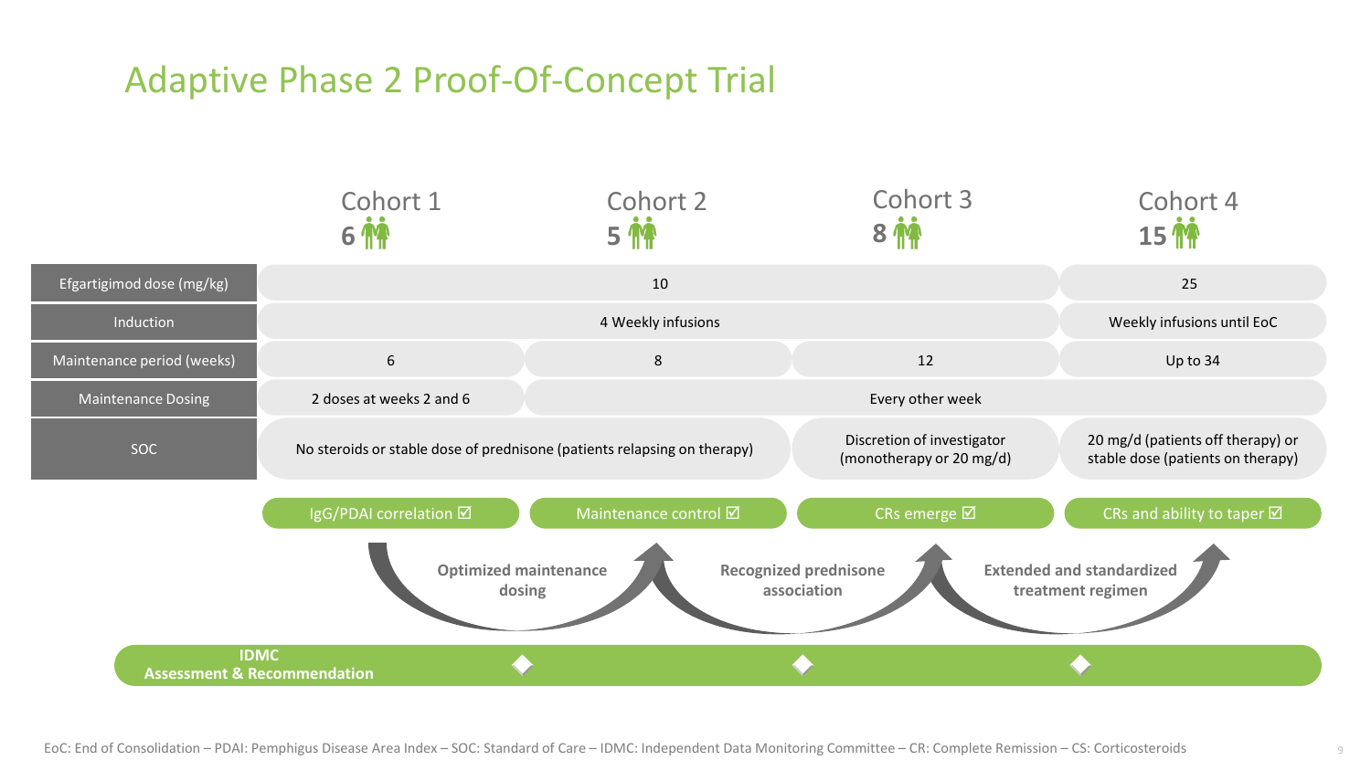# Adaptive Phase 2 Proof-Of-Concept Trial

| | Cohort 1 | Cohort 2 | Cohort 3 | Cohort 4 |
|---|---|---|---|---|
| | 6 | 5 | 8 | 15 |
| Efgartigimod dose (mg/kg) | 10 | 10 | 10 | 25 |
| Induction | 4 Weekly infusions | 4 Weekly infusions | 4 Weekly infusions | Weekly infusions until EoC |
| Maintenance period (weeks) | 6 | 8 | 12 | Up to 34 |
| Maintenance Dosing | 2 doses at weeks 2 and 6 | Every other week | Every other week | Every other week |
| SOC | No steroids or stable dose of prednisone (patients relapsing on therapy) | No steroids or stable dose of prednisone (patients relapsing on therapy) | Discretion of investigator (monotherapy or 20 mg/d) | 20 mg/d (patients off therapy) or stable dose (patients on therapy) |
| | IgG/PDAI correlation ☑ | Maintenance control ☑ | CRs emerge ☑ | CRs and ability to taper ☑ |

**Optimized maintenance dosing** → **Recognized prednisone association** → **Extended and standardized treatment regimen**

**IDMC Assessment & Recommendation**

EoC: End of Consolidation – PDAI: Pemphigus Disease Area Index – SOC: Standard of Care – IDMC: Independent Data Monitoring Committee – CR: Complete Remission – CS: Corticosteroids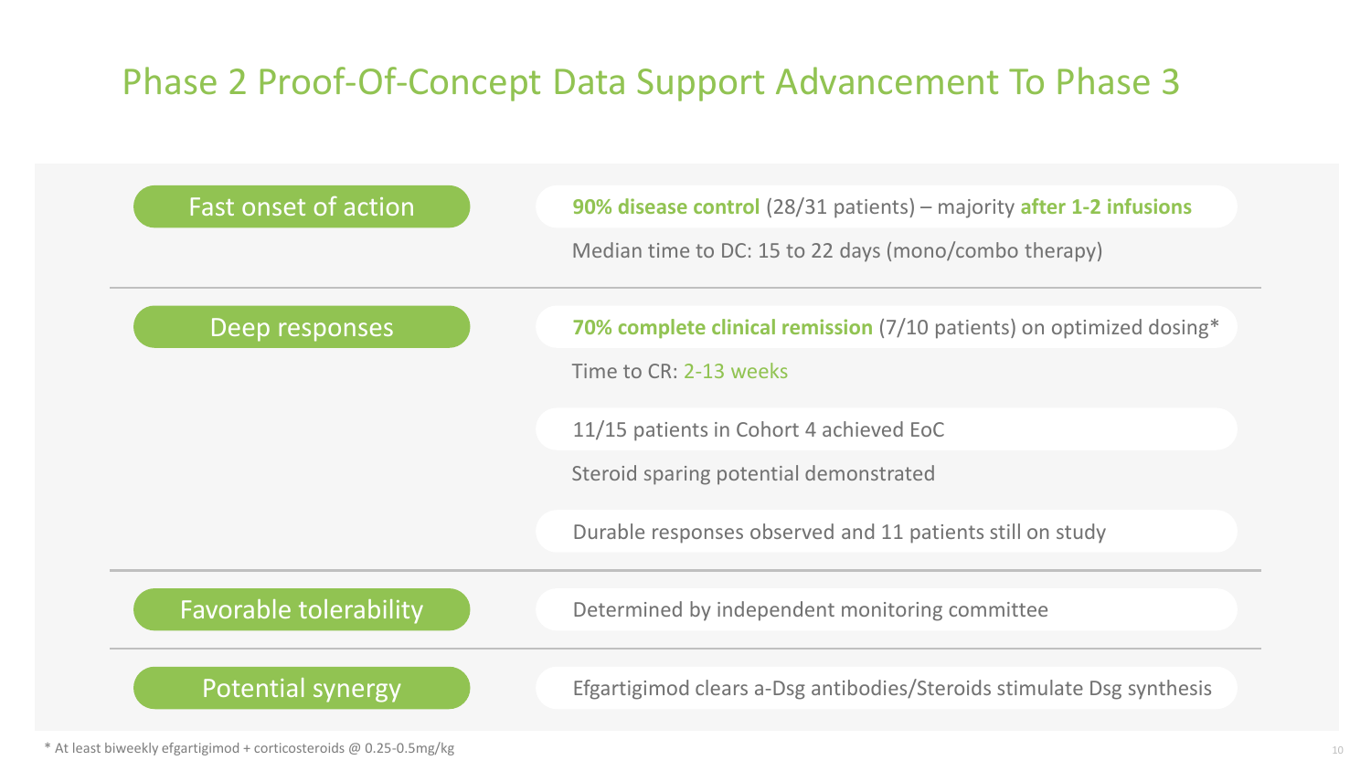# Phase 2 Proof-Of-Concept Data Support Advancement To Phase 3

## Fast onset of action

- **90% disease control** (28/31 patients) – majority **after 1-2 infusions**
  - Median time to DC: 15 to 22 days (mono/combo therapy)

## Deep responses

- **70% complete clinical remission** (7/10 patients) on optimized dosing*
  - Time to CR: 2-13 weeks
- 11/15 patients in Cohort 4 achieved EoC
  - Steroid sparing potential demonstrated
- Durable responses observed and 11 patients still on study

## Favorable tolerability

- Determined by independent monitoring committee

## Potential synergy

- Efgartigimod clears a-Dsg antibodies/Steroids stimulate Dsg synthesis

\* At least biweekly efgartigimod + corticosteroids @ 0.25-0.5mg/kg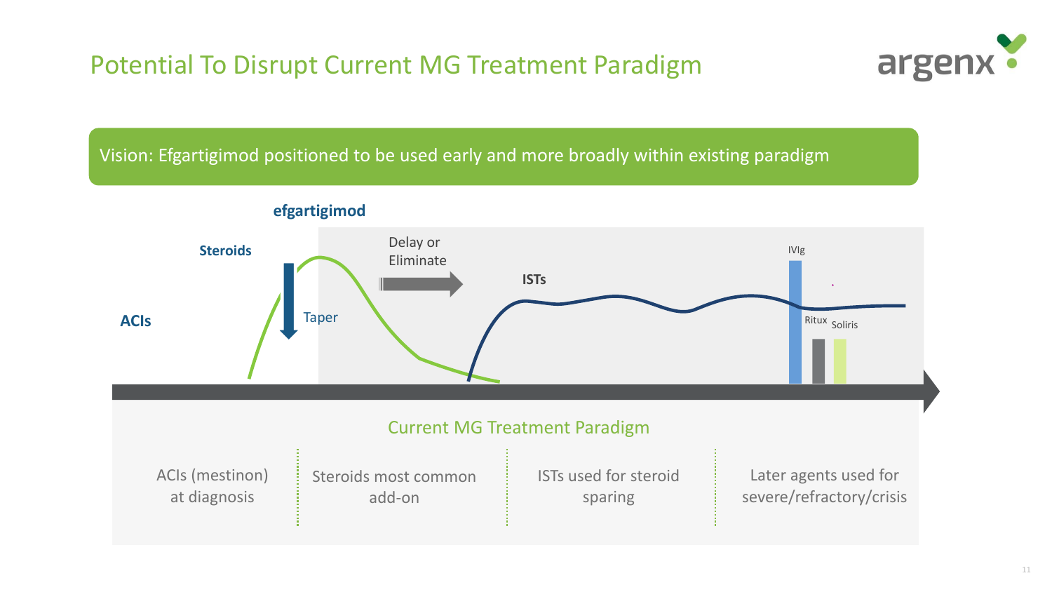# Potential To Disrupt Current MG Treatment Paradigm

**Vision: Efgartigimod positioned to be used early and more broadly within existing paradigm**

**efgartigimod**

**Steroids**

**ACIs**

Taper

Delay or Eliminate

**ISTs**

IVIg

Ritux

Soliris

## Current MG Treatment Paradigm

| ACIs (mestinon) at diagnosis | Steroids most common add-on | ISTs used for steroid sparing | Later agents used for severe/refractory/crisis |
|---|---|---|---|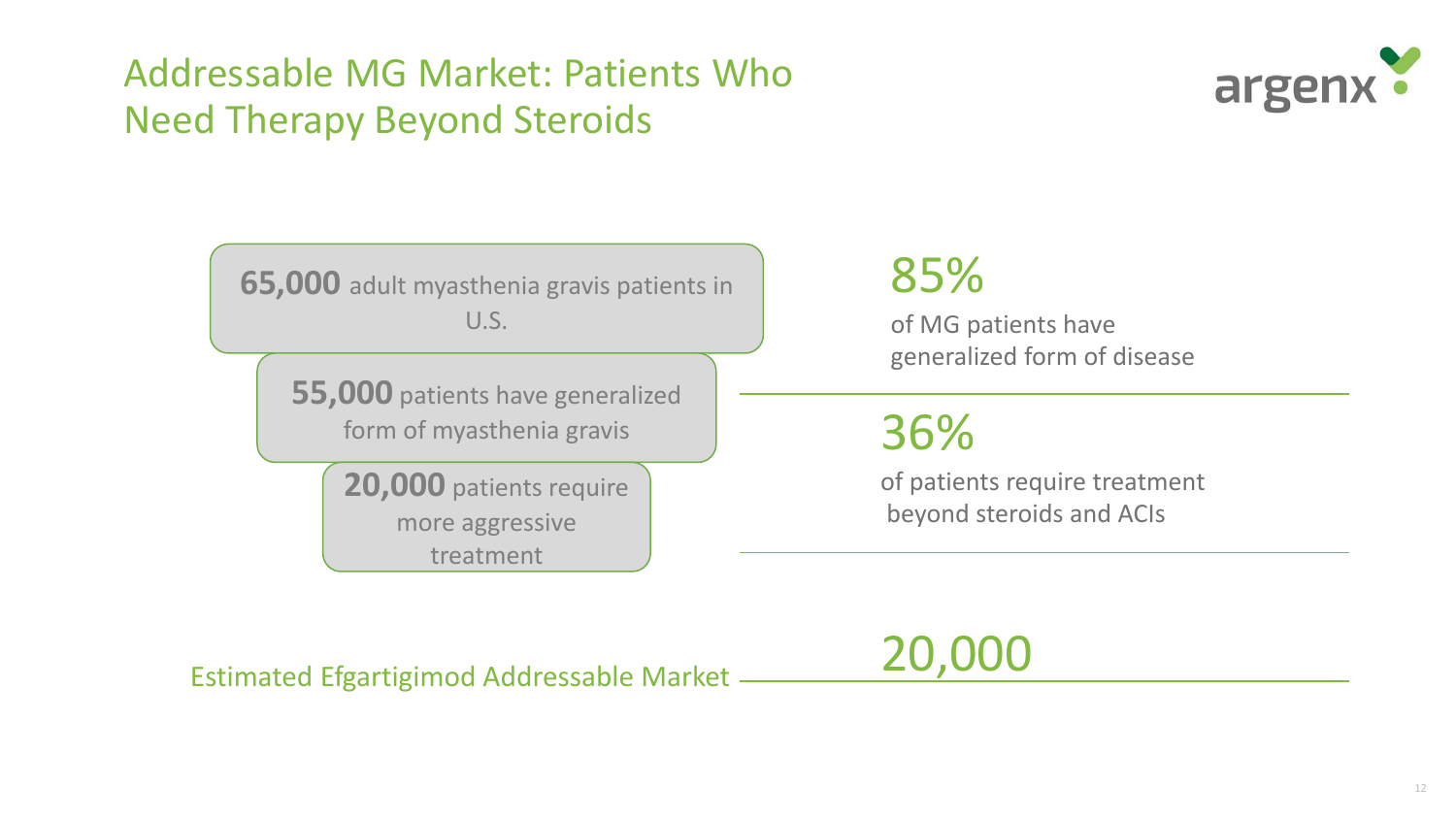# Addressable MG Market: Patients Who Need Therapy Beyond Steroids

**65,000** adult myasthenia gravis patients in U.S.

**55,000** patients have generalized form of myasthenia gravis

**20,000** patients require more aggressive treatment

**85%**

of MG patients have generalized form of disease

**36%**

of patients require treatment beyond steroids and ACIs

Estimated Efgartigimod Addressable Market **20,000**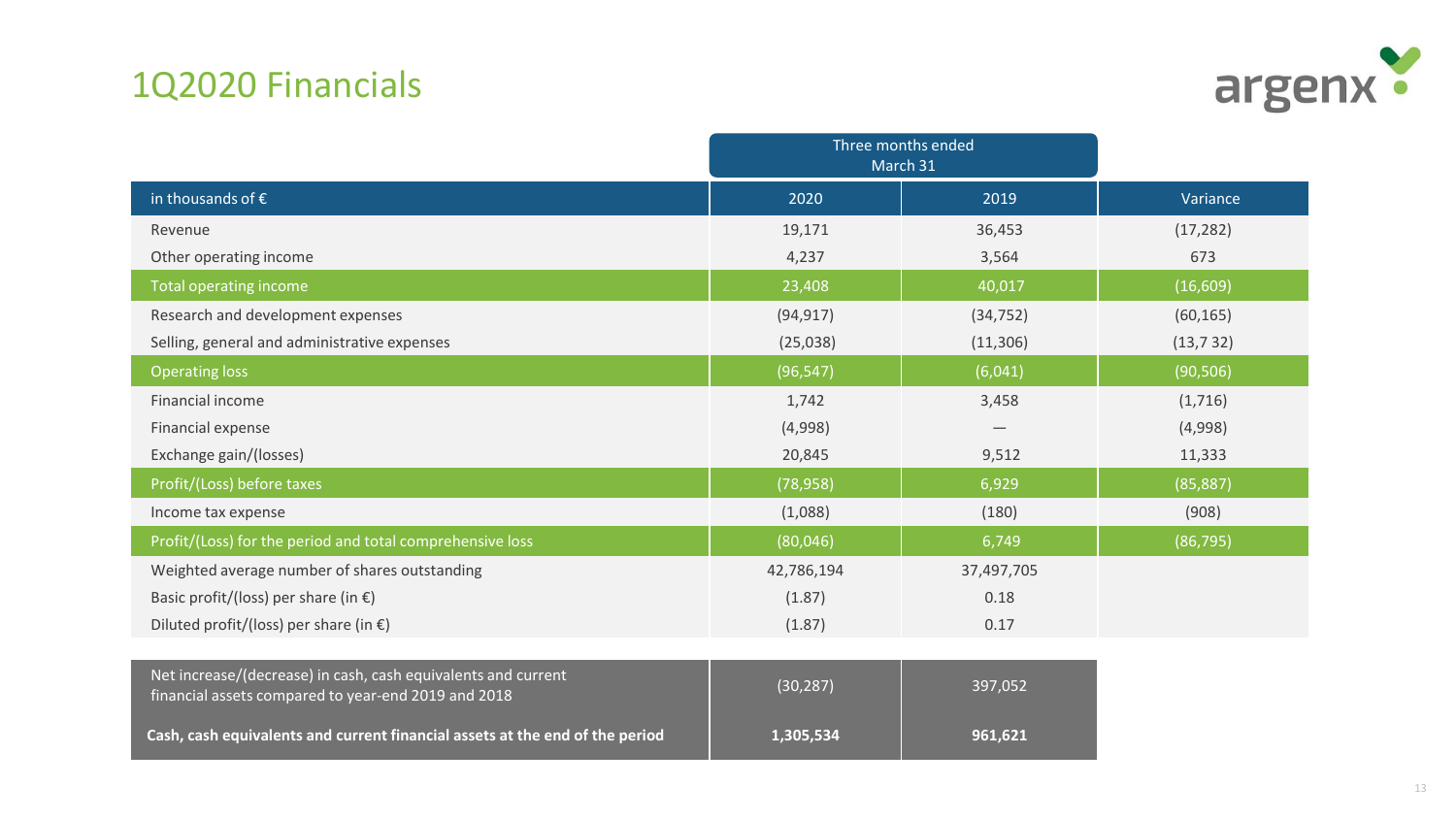# 1Q2020 Financials

| in thousands of € | Three months ended March 31 2020 | Three months ended March 31 2019 | Variance |
|---|---|---|---|
| Revenue | 19,171 | 36,453 | (17,282) |
| Other operating income | 4,237 | 3,564 | 673 |
| Total operating income | 23,408 | 40,017 | (16,609) |
| Research and development expenses | (94,917) | (34,752) | (60,165) |
| Selling, general and administrative expenses | (25,038) | (11,306) | (13,7 32) |
| Operating loss | (96,547) | (6,041) | (90,506) |
| Financial income | 1,742 | 3,458 | (1,716) |
| Financial expense | (4,998) | — | (4,998) |
| Exchange gain/(losses) | 20,845 | 9,512 | 11,333 |
| Profit/(Loss) before taxes | (78,958) | 6,929 | (85,887) |
| Income tax expense | (1,088) | (180) | (908) |
| Profit/(Loss) for the period and total comprehensive loss | (80,046) | 6,749 | (86,795) |
| Weighted average number of shares outstanding | 42,786,194 | 37,497,705 | |
| Basic profit/(loss) per share (in €) | (1.87) | 0.18 | |
| Diluted profit/(loss) per share (in €) | (1.87) | 0.17 | |

| | 2020 | 2019 |
|---|---|---|
| Net increase/(decrease) in cash, cash equivalents and current financial assets compared to year-end 2019 and 2018 | (30,287) | 397,052 |
| **Cash, cash equivalents and current financial assets at the end of the period** | **1,305,534** | **961,621** |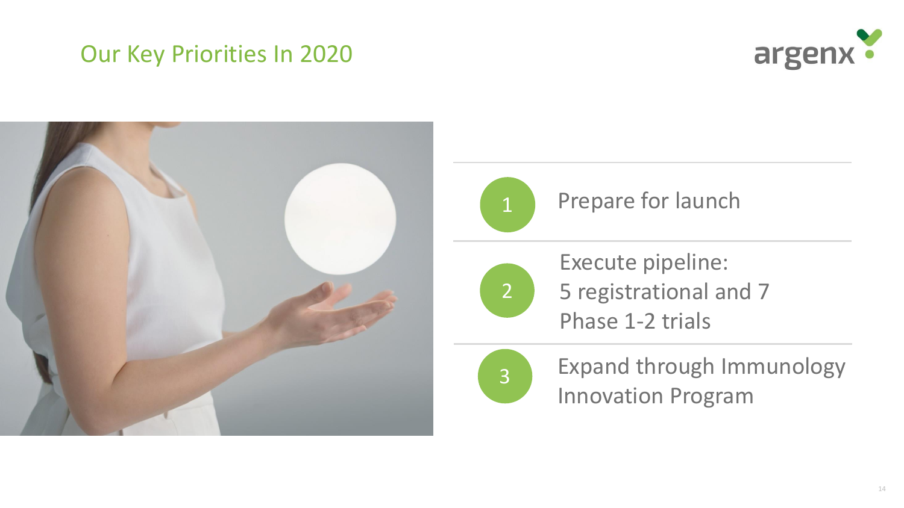# Our Key Priorities In 2020

1. Prepare for launch
2. Execute pipeline: 5 registrational and 7 Phase 1-2 trials
3. Expand through Immunology Innovation Program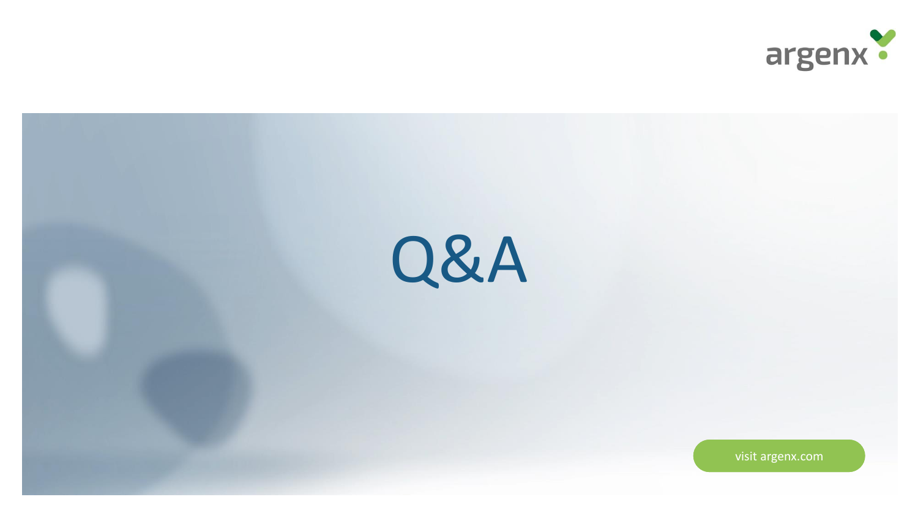argenx

# Q&A

visit argenx.com